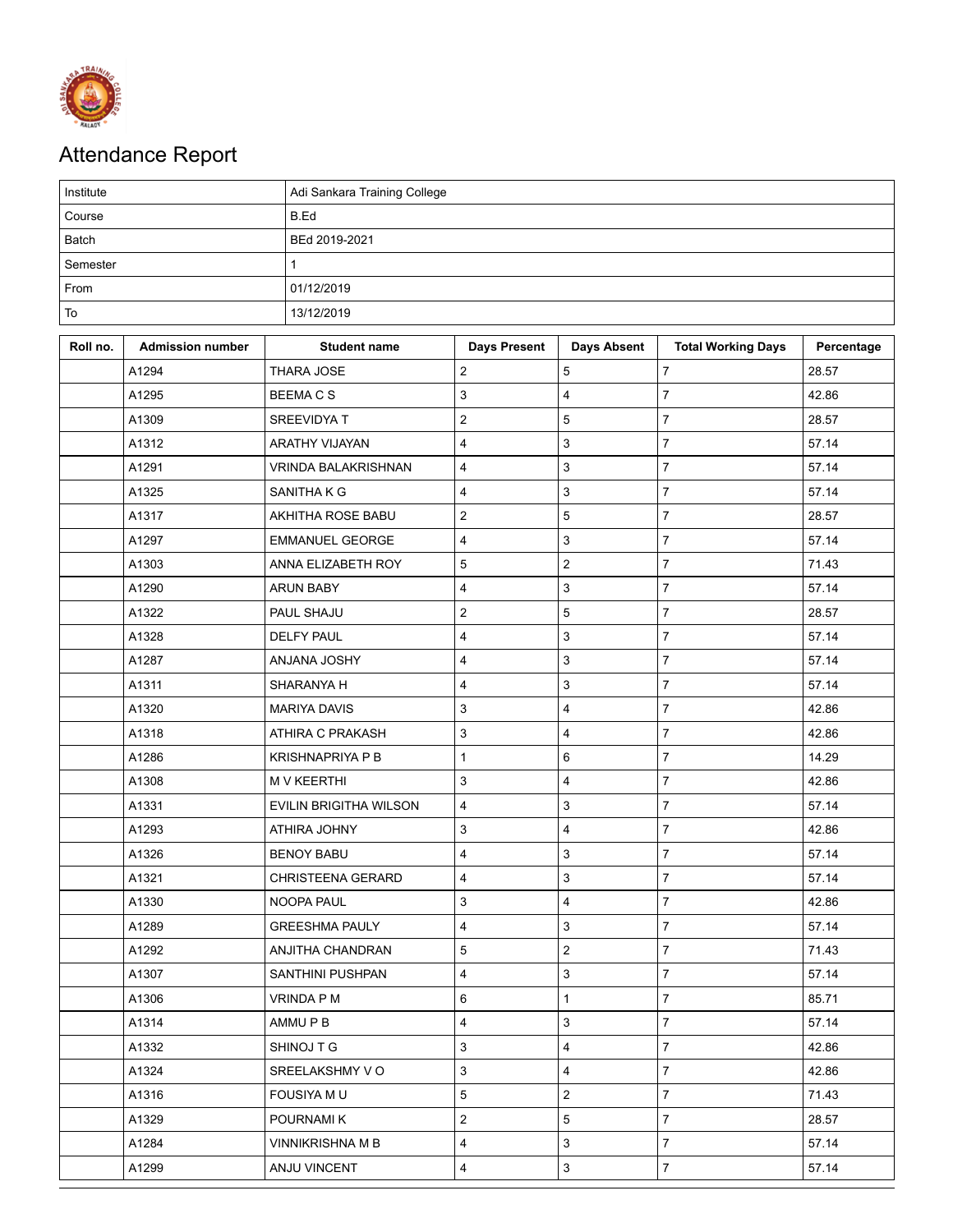# Attendance Report

| Institute | Adi Sankara Training College |
|---|---|
| Course | B.Ed |
| Batch | BEd 2019-2021 |
| Semester | 1 |
| From | 01/12/2019 |
| To | 13/12/2019 |

| Roll no. | Admission number | Student name | Days Present | Days Absent | Total Working Days | Percentage |
|---|---|---|---|---|---|---|
| | A1294 | THARA JOSE | 2 | 5 | 7 | 28.57 |
| | A1295 | BEEMA C S | 3 | 4 | 7 | 42.86 |
| | A1309 | SREEVIDYA T | 2 | 5 | 7 | 28.57 |
| | A1312 | ARATHY VIJAYAN | 4 | 3 | 7 | 57.14 |
| | A1291 | VRINDA BALAKRISHNAN | 4 | 3 | 7 | 57.14 |
| | A1325 | SANITHA K G | 4 | 3 | 7 | 57.14 |
| | A1317 | AKHITHA ROSE BABU | 2 | 5 | 7 | 28.57 |
| | A1297 | EMMANUEL GEORGE | 4 | 3 | 7 | 57.14 |
| | A1303 | ANNA ELIZABETH ROY | 5 | 2 | 7 | 71.43 |
| | A1290 | ARUN BABY | 4 | 3 | 7 | 57.14 |
| | A1322 | PAUL SHAJU | 2 | 5 | 7 | 28.57 |
| | A1328 | DELFY PAUL | 4 | 3 | 7 | 57.14 |
| | A1287 | ANJANA JOSHY | 4 | 3 | 7 | 57.14 |
| | A1311 | SHARANYA H | 4 | 3 | 7 | 57.14 |
| | A1320 | MARIYA DAVIS | 3 | 4 | 7 | 42.86 |
| | A1318 | ATHIRA C PRAKASH | 3 | 4 | 7 | 42.86 |
| | A1286 | KRISHNAPRIYA P B | 1 | 6 | 7 | 14.29 |
| | A1308 | M V KEERTHI | 3 | 4 | 7 | 42.86 |
| | A1331 | EVILIN BRIGITHA WILSON | 4 | 3 | 7 | 57.14 |
| | A1293 | ATHIRA JOHNY | 3 | 4 | 7 | 42.86 |
| | A1326 | BENOY BABU | 4 | 3 | 7 | 57.14 |
| | A1321 | CHRISTEENA GERARD | 4 | 3 | 7 | 57.14 |
| | A1330 | NOOPA PAUL | 3 | 4 | 7 | 42.86 |
| | A1289 | GREESHMA PAULY | 4 | 3 | 7 | 57.14 |
| | A1292 | ANJITHA CHANDRAN | 5 | 2 | 7 | 71.43 |
| | A1307 | SANTHINI PUSHPAN | 4 | 3 | 7 | 57.14 |
| | A1306 | VRINDA P M | 6 | 1 | 7 | 85.71 |
| | A1314 | AMMU P B | 4 | 3 | 7 | 57.14 |
| | A1332 | SHINOJ T G | 3 | 4 | 7 | 42.86 |
| | A1324 | SREELAKSHMY V O | 3 | 4 | 7 | 42.86 |
| | A1316 | FOUSIYA M U | 5 | 2 | 7 | 71.43 |
| | A1329 | POURNAMI K | 2 | 5 | 7 | 28.57 |
| | A1284 | VINNIKRISHNA M B | 4 | 3 | 7 | 57.14 |
| | A1299 | ANJU VINCENT | 4 | 3 | 7 | 57.14 |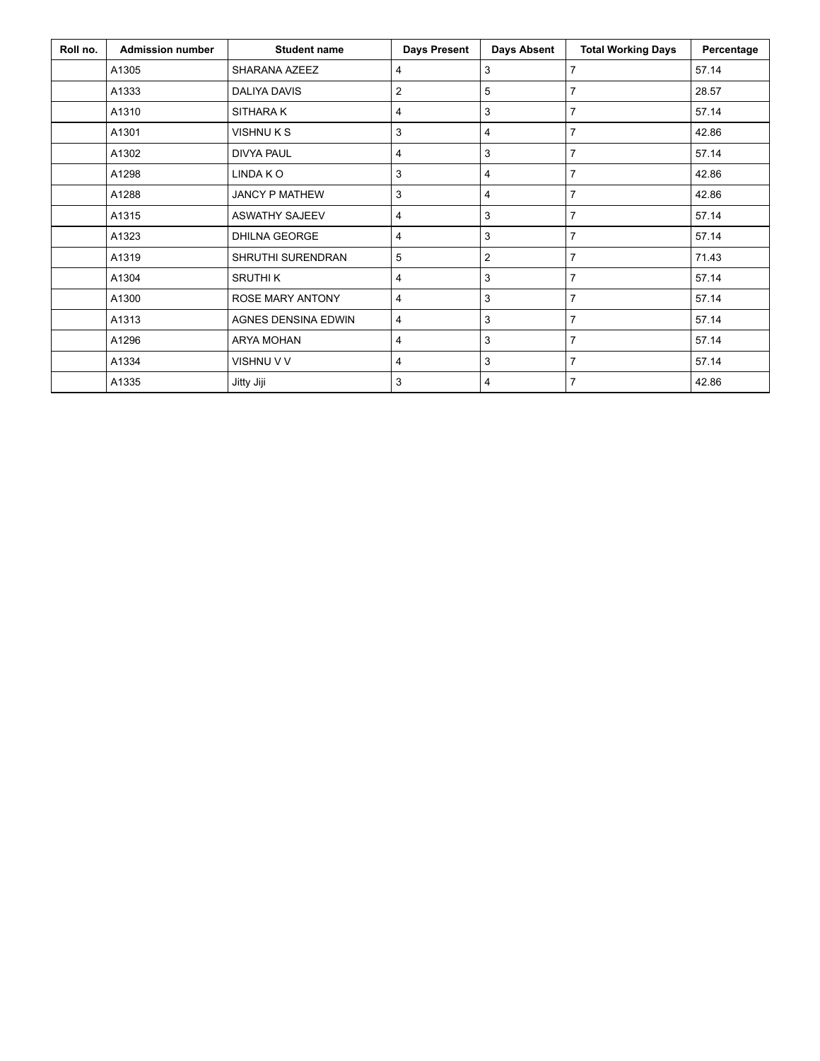| Roll no. | Admission number | Student name | Days Present | Days Absent | Total Working Days | Percentage |
|---|---|---|---|---|---|---|
| | A1305 | SHARANA AZEEZ | 4 | 3 | 7 | 57.14 |
| | A1333 | DALIYA DAVIS | 2 | 5 | 7 | 28.57 |
| | A1310 | SITHARA K | 4 | 3 | 7 | 57.14 |
| | A1301 | VISHNU K S | 3 | 4 | 7 | 42.86 |
| | A1302 | DIVYA PAUL | 4 | 3 | 7 | 57.14 |
| | A1298 | LINDA K O | 3 | 4 | 7 | 42.86 |
| | A1288 | JANCY P MATHEW | 3 | 4 | 7 | 42.86 |
| | A1315 | ASWATHY SAJEEV | 4 | 3 | 7 | 57.14 |
| | A1323 | DHILNA GEORGE | 4 | 3 | 7 | 57.14 |
| | A1319 | SHRUTHI SURENDRAN | 5 | 2 | 7 | 71.43 |
| | A1304 | SRUTHI K | 4 | 3 | 7 | 57.14 |
| | A1300 | ROSE MARY ANTONY | 4 | 3 | 7 | 57.14 |
| | A1313 | AGNES DENSINA EDWIN | 4 | 3 | 7 | 57.14 |
| | A1296 | ARYA MOHAN | 4 | 3 | 7 | 57.14 |
| | A1334 | VISHNU V V | 4 | 3 | 7 | 57.14 |
| | A1335 | Jitty Jiji | 3 | 4 | 7 | 42.86 |